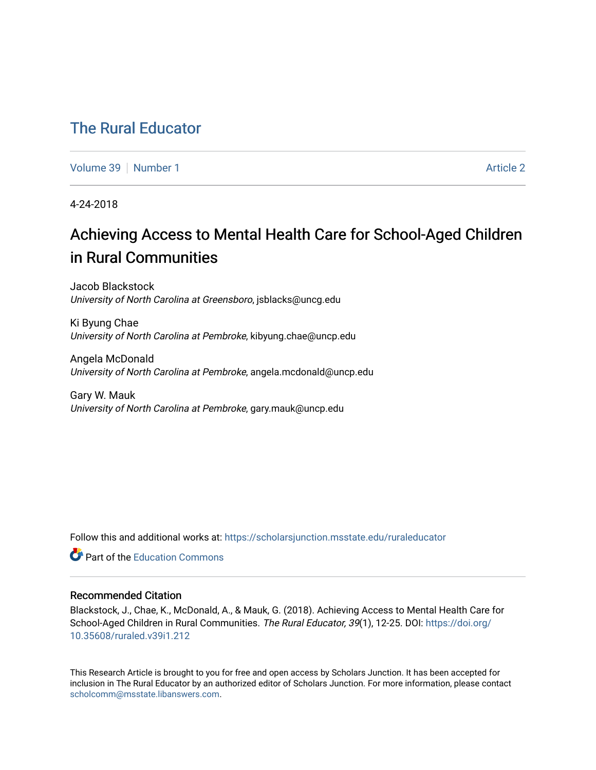# The Rural Educator

Volume 39 | Number 1 | Article 2

4-24-2018

## Achieving Access to Mental Health Care for School-Aged Children in Rural Communities

Jacob Blackstock
*University of North Carolina at Greensboro*, jsblacks@uncg.edu

Ki Byung Chae
*University of North Carolina at Pembroke*, kibyung.chae@uncp.edu

Angela McDonald
*University of North Carolina at Pembroke*, angela.mcdonald@uncp.edu

Gary W. Mauk
*University of North Carolina at Pembroke*, gary.mauk@uncp.edu

Follow this and additional works at: https://scholarsjunction.msstate.edu/ruraleducator

Part of the Education Commons

### Recommended Citation

Blackstock, J., Chae, K., McDonald, A., & Mauk, G. (2018). Achieving Access to Mental Health Care for School-Aged Children in Rural Communities. *The Rural Educator, 39*(1), 12-25. DOI: https://doi.org/10.35608/ruraled.v39i1.212

This Research Article is brought to you for free and open access by Scholars Junction. It has been accepted for inclusion in The Rural Educator by an authorized editor of Scholars Junction. For more information, please contact scholcomm@msstate.libanswers.com.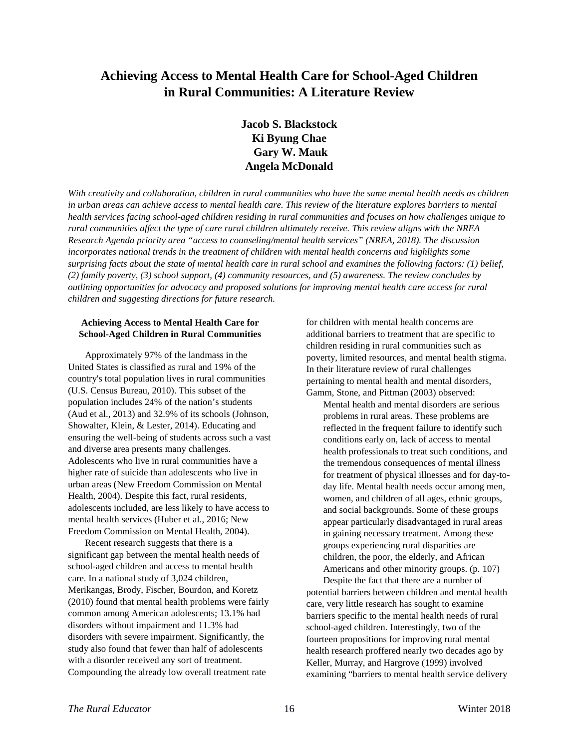# Achieving Access to Mental Health Care for School-Aged Children in Rural Communities: A Literature Review

**Jacob S. Blackstock**
**Ki Byung Chae**
**Gary W. Mauk**
**Angela McDonald**

*With creativity and collaboration, children in rural communities who have the same mental health needs as children in urban areas can achieve access to mental health care. This review of the literature explores barriers to mental health services facing school-aged children residing in rural communities and focuses on how challenges unique to rural communities affect the type of care rural children ultimately receive. This review aligns with the NREA Research Agenda priority area "access to counseling/mental health services" (NREA, 2018). The discussion incorporates national trends in the treatment of children with mental health concerns and highlights some surprising facts about the state of mental health care in rural school and examines the following factors: (1) belief, (2) family poverty, (3) school support, (4) community resources, and (5) awareness. The review concludes by outlining opportunities for advocacy and proposed solutions for improving mental health care access for rural children and suggesting directions for future research.*

### Achieving Access to Mental Health Care for School-Aged Children in Rural Communities

Approximately 97% of the landmass in the United States is classified as rural and 19% of the country's total population lives in rural communities (U.S. Census Bureau, 2010). This subset of the population includes 24% of the nation's students (Aud et al., 2013) and 32.9% of its schools (Johnson, Showalter, Klein, & Lester, 2014). Educating and ensuring the well-being of students across such a vast and diverse area presents many challenges. Adolescents who live in rural communities have a higher rate of suicide than adolescents who live in urban areas (New Freedom Commission on Mental Health, 2004). Despite this fact, rural residents, adolescents included, are less likely to have access to mental health services (Huber et al., 2016; New Freedom Commission on Mental Health, 2004).

Recent research suggests that there is a significant gap between the mental health needs of school-aged children and access to mental health care. In a national study of 3,024 children, Merikangas, Brody, Fischer, Bourdon, and Koretz (2010) found that mental health problems were fairly common among American adolescents; 13.1% had disorders without impairment and 11.3% had disorders with severe impairment. Significantly, the study also found that fewer than half of adolescents with a disorder received any sort of treatment. Compounding the already low overall treatment rate for children with mental health concerns are additional barriers to treatment that are specific to children residing in rural communities such as poverty, limited resources, and mental health stigma. In their literature review of rural challenges pertaining to mental health and mental disorders, Gamm, Stone, and Pittman (2003) observed:

> Mental health and mental disorders are serious problems in rural areas. These problems are reflected in the frequent failure to identify such conditions early on, lack of access to mental health professionals to treat such conditions, and the tremendous consequences of mental illness for treatment of physical illnesses and for day-to-day life. Mental health needs occur among men, women, and children of all ages, ethnic groups, and social backgrounds. Some of these groups appear particularly disadvantaged in rural areas in gaining necessary treatment. Among these groups experiencing rural disparities are children, the poor, the elderly, and African Americans and other minority groups. (p. 107)

Despite the fact that there are a number of potential barriers between children and mental health care, very little research has sought to examine barriers specific to the mental health needs of rural school-aged children. Interestingly, two of the fourteen propositions for improving rural mental health research proffered nearly two decades ago by Keller, Murray, and Hargrove (1999) involved examining "barriers to mental health service delivery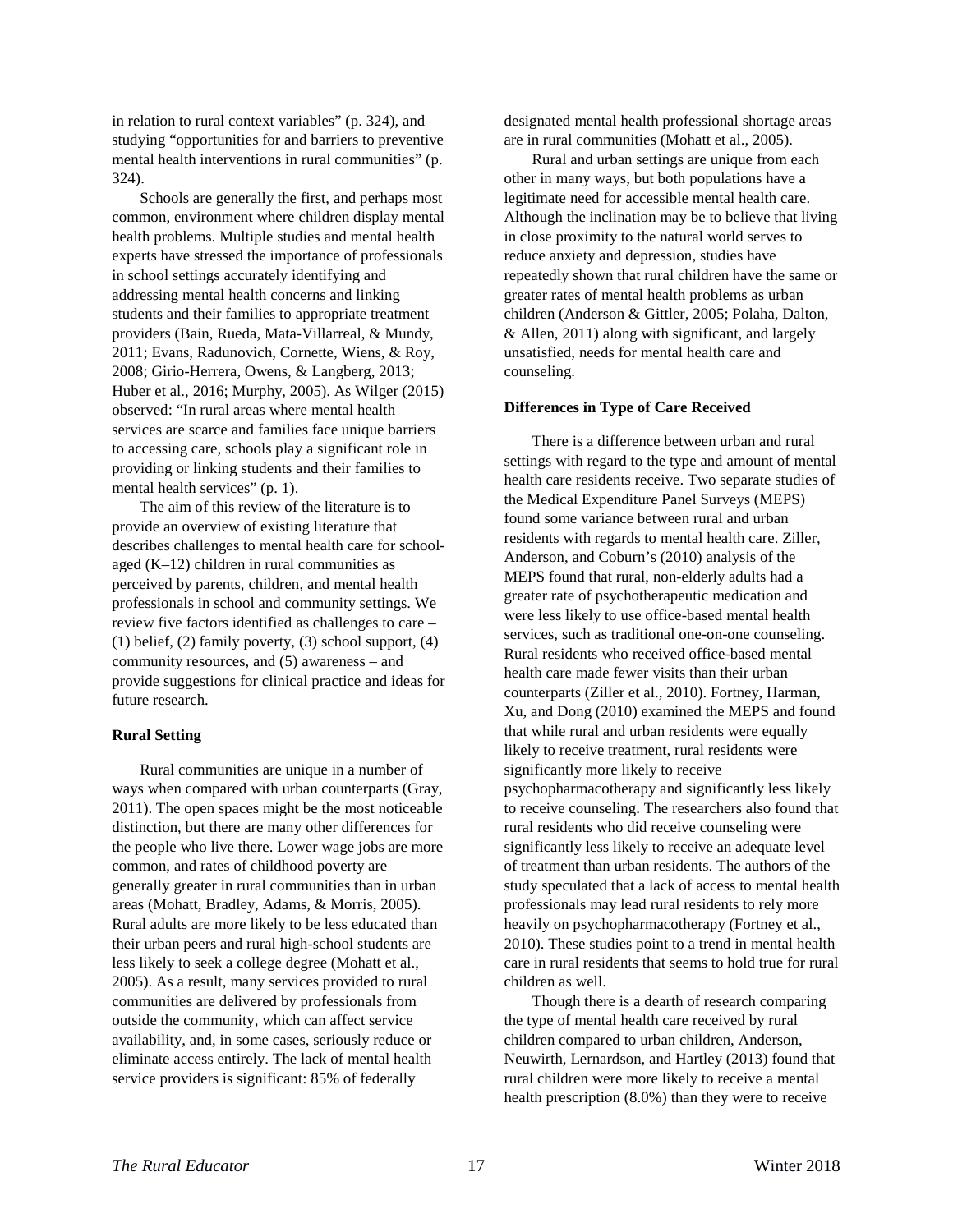in relation to rural context variables" (p. 324), and studying "opportunities for and barriers to preventive mental health interventions in rural communities" (p. 324).

Schools are generally the first, and perhaps most common, environment where children display mental health problems. Multiple studies and mental health experts have stressed the importance of professionals in school settings accurately identifying and addressing mental health concerns and linking students and their families to appropriate treatment providers (Bain, Rueda, Mata-Villarreal, & Mundy, 2011; Evans, Radunovich, Cornette, Wiens, & Roy, 2008; Girio-Herrera, Owens, & Langberg, 2013; Huber et al., 2016; Murphy, 2005). As Wilger (2015) observed: "In rural areas where mental health services are scarce and families face unique barriers to accessing care, schools play a significant role in providing or linking students and their families to mental health services" (p. 1).

The aim of this review of the literature is to provide an overview of existing literature that describes challenges to mental health care for school-aged (K–12) children in rural communities as perceived by parents, children, and mental health professionals in school and community settings. We review five factors identified as challenges to care – (1) belief, (2) family poverty, (3) school support, (4) community resources, and (5) awareness – and provide suggestions for clinical practice and ideas for future research.

**Rural Setting**

Rural communities are unique in a number of ways when compared with urban counterparts (Gray, 2011). The open spaces might be the most noticeable distinction, but there are many other differences for the people who live there. Lower wage jobs are more common, and rates of childhood poverty are generally greater in rural communities than in urban areas (Mohatt, Bradley, Adams, & Morris, 2005). Rural adults are more likely to be less educated than their urban peers and rural high-school students are less likely to seek a college degree (Mohatt et al., 2005). As a result, many services provided to rural communities are delivered by professionals from outside the community, which can affect service availability, and, in some cases, seriously reduce or eliminate access entirely. The lack of mental health service providers is significant: 85% of federally designated mental health professional shortage areas are in rural communities (Mohatt et al., 2005).

Rural and urban settings are unique from each other in many ways, but both populations have a legitimate need for accessible mental health care. Although the inclination may be to believe that living in close proximity to the natural world serves to reduce anxiety and depression, studies have repeatedly shown that rural children have the same or greater rates of mental health problems as urban children (Anderson & Gittler, 2005; Polaha, Dalton, & Allen, 2011) along with significant, and largely unsatisfied, needs for mental health care and counseling.

**Differences in Type of Care Received**

There is a difference between urban and rural settings with regard to the type and amount of mental health care residents receive. Two separate studies of the Medical Expenditure Panel Surveys (MEPS) found some variance between rural and urban residents with regards to mental health care. Ziller, Anderson, and Coburn's (2010) analysis of the MEPS found that rural, non-elderly adults had a greater rate of psychotherapeutic medication and were less likely to use office-based mental health services, such as traditional one-on-one counseling. Rural residents who received office-based mental health care made fewer visits than their urban counterparts (Ziller et al., 2010). Fortney, Harman, Xu, and Dong (2010) examined the MEPS and found that while rural and urban residents were equally likely to receive treatment, rural residents were significantly more likely to receive psychopharmacotherapy and significantly less likely to receive counseling. The researchers also found that rural residents who did receive counseling were significantly less likely to receive an adequate level of treatment than urban residents. The authors of the study speculated that a lack of access to mental health professionals may lead rural residents to rely more heavily on psychopharmacotherapy (Fortney et al., 2010). These studies point to a trend in mental health care in rural residents that seems to hold true for rural children as well.

Though there is a dearth of research comparing the type of mental health care received by rural children compared to urban children, Anderson, Neuwirth, Lernardson, and Hartley (2013) found that rural children were more likely to receive a mental health prescription (8.0%) than they were to receive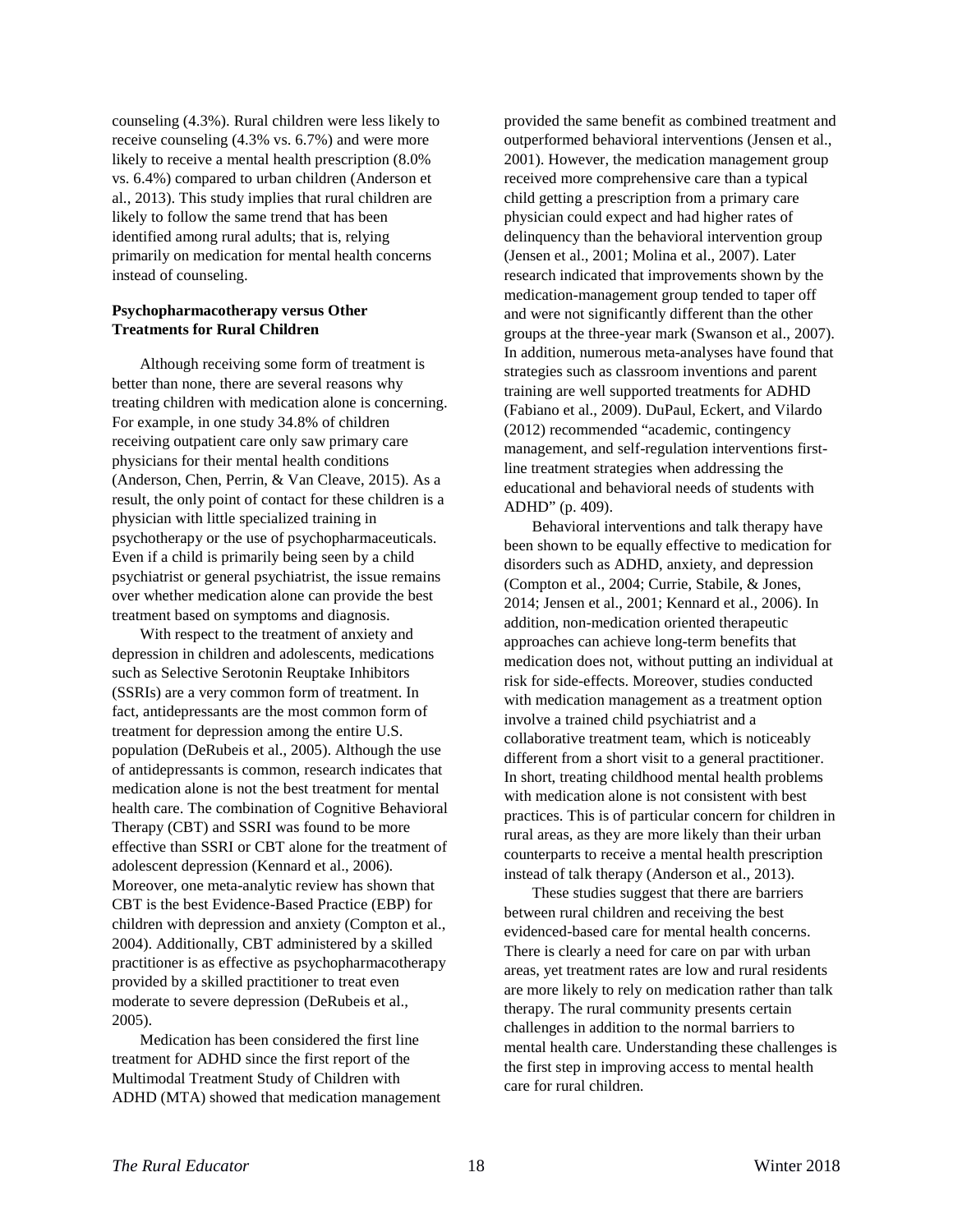counseling (4.3%). Rural children were less likely to receive counseling (4.3% vs. 6.7%) and were more likely to receive a mental health prescription (8.0% vs. 6.4%) compared to urban children (Anderson et al., 2013). This study implies that rural children are likely to follow the same trend that has been identified among rural adults; that is, relying primarily on medication for mental health concerns instead of counseling.

### Psychopharmacotherapy versus Other Treatments for Rural Children

Although receiving some form of treatment is better than none, there are several reasons why treating children with medication alone is concerning. For example, in one study 34.8% of children receiving outpatient care only saw primary care physicians for their mental health conditions (Anderson, Chen, Perrin, & Van Cleave, 2015). As a result, the only point of contact for these children is a physician with little specialized training in psychotherapy or the use of psychopharmaceuticals. Even if a child is primarily being seen by a child psychiatrist or general psychiatrist, the issue remains over whether medication alone can provide the best treatment based on symptoms and diagnosis.

With respect to the treatment of anxiety and depression in children and adolescents, medications such as Selective Serotonin Reuptake Inhibitors (SSRIs) are a very common form of treatment. In fact, antidepressants are the most common form of treatment for depression among the entire U.S. population (DeRubeis et al., 2005). Although the use of antidepressants is common, research indicates that medication alone is not the best treatment for mental health care. The combination of Cognitive Behavioral Therapy (CBT) and SSRI was found to be more effective than SSRI or CBT alone for the treatment of adolescent depression (Kennard et al., 2006). Moreover, one meta-analytic review has shown that CBT is the best Evidence-Based Practice (EBP) for children with depression and anxiety (Compton et al., 2004). Additionally, CBT administered by a skilled practitioner is as effective as psychopharmacotherapy provided by a skilled practitioner to treat even moderate to severe depression (DeRubeis et al., 2005).

Medication has been considered the first line treatment for ADHD since the first report of the Multimodal Treatment Study of Children with ADHD (MTA) showed that medication management provided the same benefit as combined treatment and outperformed behavioral interventions (Jensen et al., 2001). However, the medication management group received more comprehensive care than a typical child getting a prescription from a primary care physician could expect and had higher rates of delinquency than the behavioral intervention group (Jensen et al., 2001; Molina et al., 2007). Later research indicated that improvements shown by the medication-management group tended to taper off and were not significantly different than the other groups at the three-year mark (Swanson et al., 2007). In addition, numerous meta-analyses have found that strategies such as classroom inventions and parent training are well supported treatments for ADHD (Fabiano et al., 2009). DuPaul, Eckert, and Vilardo (2012) recommended "academic, contingency management, and self-regulation interventions first-line treatment strategies when addressing the educational and behavioral needs of students with ADHD" (p. 409).

Behavioral interventions and talk therapy have been shown to be equally effective to medication for disorders such as ADHD, anxiety, and depression (Compton et al., 2004; Currie, Stabile, & Jones, 2014; Jensen et al., 2001; Kennard et al., 2006). In addition, non-medication oriented therapeutic approaches can achieve long-term benefits that medication does not, without putting an individual at risk for side-effects. Moreover, studies conducted with medication management as a treatment option involve a trained child psychiatrist and a collaborative treatment team, which is noticeably different from a short visit to a general practitioner. In short, treating childhood mental health problems with medication alone is not consistent with best practices. This is of particular concern for children in rural areas, as they are more likely than their urban counterparts to receive a mental health prescription instead of talk therapy (Anderson et al., 2013).

These studies suggest that there are barriers between rural children and receiving the best evidenced-based care for mental health concerns. There is clearly a need for care on par with urban areas, yet treatment rates are low and rural residents are more likely to rely on medication rather than talk therapy. The rural community presents certain challenges in addition to the normal barriers to mental health care. Understanding these challenges is the first step in improving access to mental health care for rural children.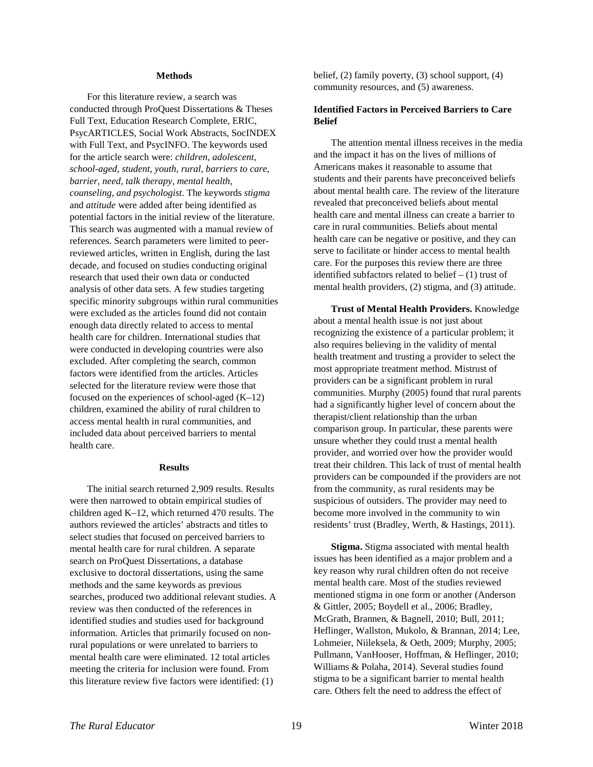## Methods

For this literature review, a search was conducted through ProQuest Dissertations & Theses Full Text, Education Research Complete, ERIC, PsycARTICLES, Social Work Abstracts, SocINDEX with Full Text, and PsycINFO. The keywords used for the article search were: *children, adolescent, school-aged, student, youth, rural, barriers to care, barrier, need, talk therapy, mental health, counseling, and psychologist*. The keywords *stigma* and *attitude* were added after being identified as potential factors in the initial review of the literature. This search was augmented with a manual review of references. Search parameters were limited to peer-reviewed articles, written in English, during the last decade, and focused on studies conducting original research that used their own data or conducted analysis of other data sets. A few studies targeting specific minority subgroups within rural communities were excluded as the articles found did not contain enough data directly related to access to mental health care for children. International studies that were conducted in developing countries were also excluded. After completing the search, common factors were identified from the articles. Articles selected for the literature review were those that focused on the experiences of school-aged (K–12) children, examined the ability of rural children to access mental health in rural communities, and included data about perceived barriers to mental health care.

## Results

The initial search returned 2,909 results. Results were then narrowed to obtain empirical studies of children aged K–12, which returned 470 results. The authors reviewed the articles' abstracts and titles to select studies that focused on perceived barriers to mental health care for rural children. A separate search on ProQuest Dissertations, a database exclusive to doctoral dissertations, using the same methods and the same keywords as previous searches, produced two additional relevant studies. A review was then conducted of the references in identified studies and studies used for background information. Articles that primarily focused on non-rural populations or were unrelated to barriers to mental health care were eliminated. 12 total articles meeting the criteria for inclusion were found. From this literature review five factors were identified: (1) belief, (2) family poverty, (3) school support, (4) community resources, and (5) awareness.

### Identified Factors in Perceived Barriers to Care Belief

The attention mental illness receives in the media and the impact it has on the lives of millions of Americans makes it reasonable to assume that students and their parents have preconceived beliefs about mental health care. The review of the literature revealed that preconceived beliefs about mental health care and mental illness can create a barrier to care in rural communities. Beliefs about mental health care can be negative or positive, and they can serve to facilitate or hinder access to mental health care. For the purposes this review there are three identified subfactors related to belief – (1) trust of mental health providers, (2) stigma, and (3) attitude.

**Trust of Mental Health Providers.** Knowledge about a mental health issue is not just about recognizing the existence of a particular problem; it also requires believing in the validity of mental health treatment and trusting a provider to select the most appropriate treatment method. Mistrust of providers can be a significant problem in rural communities. Murphy (2005) found that rural parents had a significantly higher level of concern about the therapist/client relationship than the urban comparison group. In particular, these parents were unsure whether they could trust a mental health provider, and worried over how the provider would treat their children. This lack of trust of mental health providers can be compounded if the providers are not from the community, as rural residents may be suspicious of outsiders. The provider may need to become more involved in the community to win residents' trust (Bradley, Werth, & Hastings, 2011).

**Stigma.** Stigma associated with mental health issues has been identified as a major problem and a key reason why rural children often do not receive mental health care. Most of the studies reviewed mentioned stigma in one form or another (Anderson & Gittler, 2005; Boydell et al., 2006; Bradley, McGrath, Brannen, & Bagnell, 2010; Bull, 2011; Heflinger, Wallston, Mukolo, & Brannan, 2014; Lee, Lohmeier, Niileksela, & Oeth, 2009; Murphy, 2005; Pullmann, VanHooser, Hoffman, & Heflinger, 2010; Williams & Polaha, 2014). Several studies found stigma to be a significant barrier to mental health care. Others felt the need to address the effect of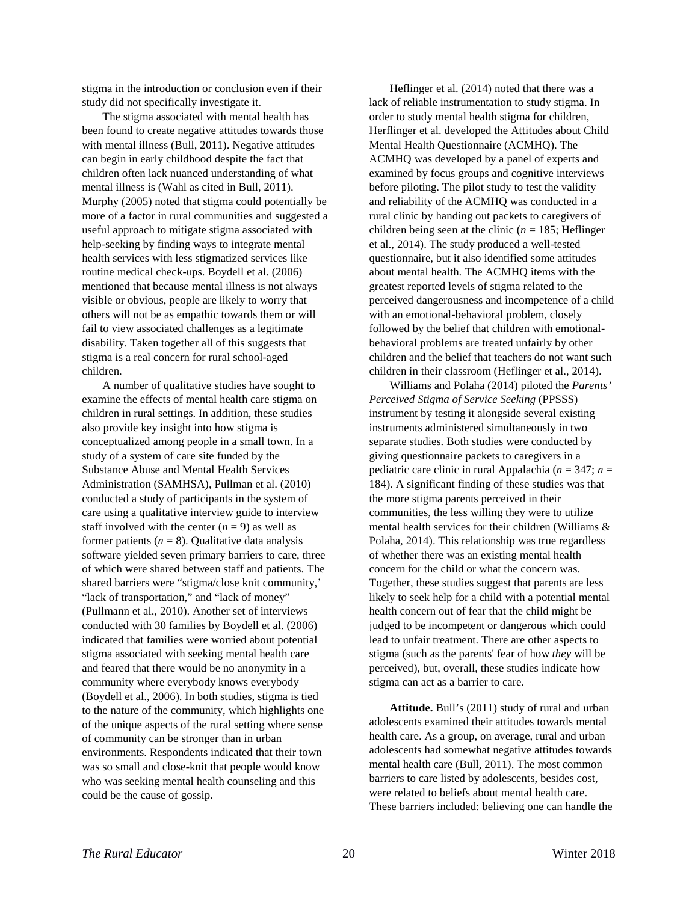stigma in the introduction or conclusion even if their study did not specifically investigate it.

The stigma associated with mental health has been found to create negative attitudes towards those with mental illness (Bull, 2011). Negative attitudes can begin in early childhood despite the fact that children often lack nuanced understanding of what mental illness is (Wahl as cited in Bull, 2011). Murphy (2005) noted that stigma could potentially be more of a factor in rural communities and suggested a useful approach to mitigate stigma associated with help-seeking by finding ways to integrate mental health services with less stigmatized services like routine medical check-ups. Boydell et al. (2006) mentioned that because mental illness is not always visible or obvious, people are likely to worry that others will not be as empathic towards them or will fail to view associated challenges as a legitimate disability. Taken together all of this suggests that stigma is a real concern for rural school-aged children.

A number of qualitative studies have sought to examine the effects of mental health care stigma on children in rural settings. In addition, these studies also provide key insight into how stigma is conceptualized among people in a small town. In a study of a system of care site funded by the Substance Abuse and Mental Health Services Administration (SAMHSA), Pullman et al. (2010) conducted a study of participants in the system of care using a qualitative interview guide to interview staff involved with the center (*n* = 9) as well as former patients (*n* = 8). Qualitative data analysis software yielded seven primary barriers to care, three of which were shared between staff and patients. The shared barriers were "stigma/close knit community,' "lack of transportation," and "lack of money" (Pullmann et al., 2010). Another set of interviews conducted with 30 families by Boydell et al. (2006) indicated that families were worried about potential stigma associated with seeking mental health care and feared that there would be no anonymity in a community where everybody knows everybody (Boydell et al., 2006). In both studies, stigma is tied to the nature of the community, which highlights one of the unique aspects of the rural setting where sense of community can be stronger than in urban environments. Respondents indicated that their town was so small and close-knit that people would know who was seeking mental health counseling and this could be the cause of gossip.

Heflinger et al. (2014) noted that there was a lack of reliable instrumentation to study stigma. In order to study mental health stigma for children, Herflinger et al. developed the Attitudes about Child Mental Health Questionnaire (ACMHQ). The ACMHQ was developed by a panel of experts and examined by focus groups and cognitive interviews before piloting. The pilot study to test the validity and reliability of the ACMHQ was conducted in a rural clinic by handing out packets to caregivers of children being seen at the clinic (*n* = 185; Heflinger et al., 2014). The study produced a well-tested questionnaire, but it also identified some attitudes about mental health. The ACMHQ items with the greatest reported levels of stigma related to the perceived dangerousness and incompetence of a child with an emotional-behavioral problem, closely followed by the belief that children with emotional-behavioral problems are treated unfairly by other children and the belief that teachers do not want such children in their classroom (Heflinger et al., 2014).

Williams and Polaha (2014) piloted the *Parents' Perceived Stigma of Service Seeking* (PPSSS) instrument by testing it alongside several existing instruments administered simultaneously in two separate studies. Both studies were conducted by giving questionnaire packets to caregivers in a pediatric care clinic in rural Appalachia (*n* = 347; *n* = 184). A significant finding of these studies was that the more stigma parents perceived in their communities, the less willing they were to utilize mental health services for their children (Williams & Polaha, 2014). This relationship was true regardless of whether there was an existing mental health concern for the child or what the concern was. Together, these studies suggest that parents are less likely to seek help for a child with a potential mental health concern out of fear that the child might be judged to be incompetent or dangerous which could lead to unfair treatment. There are other aspects to stigma (such as the parents' fear of how *they* will be perceived), but, overall, these studies indicate how stigma can act as a barrier to care.

**Attitude.** Bull's (2011) study of rural and urban adolescents examined their attitudes towards mental health care. As a group, on average, rural and urban adolescents had somewhat negative attitudes towards mental health care (Bull, 2011). The most common barriers to care listed by adolescents, besides cost, were related to beliefs about mental health care. These barriers included: believing one can handle the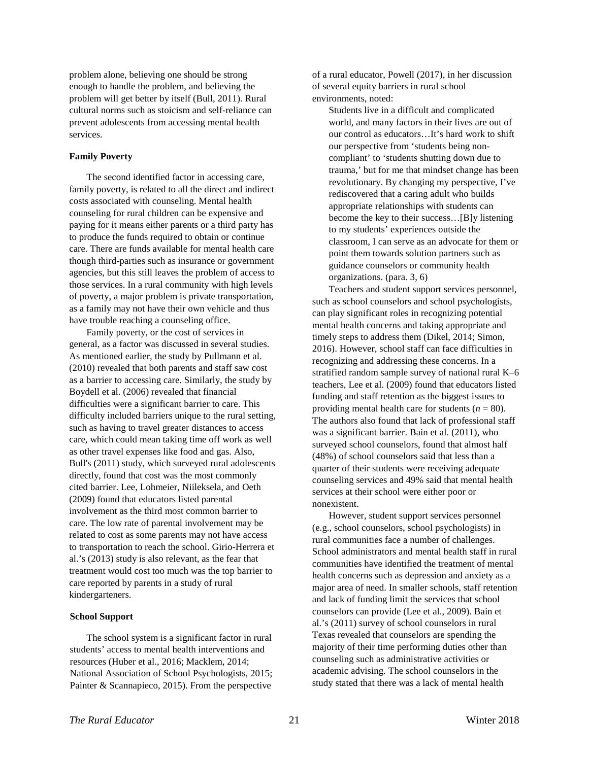problem alone, believing one should be strong enough to handle the problem, and believing the problem will get better by itself (Bull, 2011). Rural cultural norms such as stoicism and self-reliance can prevent adolescents from accessing mental health services.

**Family Poverty**

The second identified factor in accessing care, family poverty, is related to all the direct and indirect costs associated with counseling. Mental health counseling for rural children can be expensive and paying for it means either parents or a third party has to produce the funds required to obtain or continue care. There are funds available for mental health care though third-parties such as insurance or government agencies, but this still leaves the problem of access to those services. In a rural community with high levels of poverty, a major problem is private transportation, as a family may not have their own vehicle and thus have trouble reaching a counseling office.

Family poverty, or the cost of services in general, as a factor was discussed in several studies. As mentioned earlier, the study by Pullmann et al. (2010) revealed that both parents and staff saw cost as a barrier to accessing care. Similarly, the study by Boydell et al. (2006) revealed that financial difficulties were a significant barrier to care. This difficulty included barriers unique to the rural setting, such as having to travel greater distances to access care, which could mean taking time off work as well as other travel expenses like food and gas. Also, Bull's (2011) study, which surveyed rural adolescents directly, found that cost was the most commonly cited barrier. Lee, Lohmeier, Niileksela, and Oeth (2009) found that educators listed parental involvement as the third most common barrier to care. The low rate of parental involvement may be related to cost as some parents may not have access to transportation to reach the school. Girio-Herrera et al.'s (2013) study is also relevant, as the fear that treatment would cost too much was the top barrier to care reported by parents in a study of rural kindergarteners.

**School Support**

The school system is a significant factor in rural students' access to mental health interventions and resources (Huber et al., 2016; Macklem, 2014; National Association of School Psychologists, 2015; Painter & Scannapieco, 2015). From the perspective of a rural educator, Powell (2017), in her discussion of several equity barriers in rural school environments, noted:

> Students live in a difficult and complicated world, and many factors in their lives are out of our control as educators…It's hard work to shift our perspective from 'students being non-compliant' to 'students shutting down due to trauma,' but for me that mindset change has been revolutionary. By changing my perspective, I've rediscovered that a caring adult who builds appropriate relationships with students can become the key to their success…[B]y listening to my students' experiences outside the classroom, I can serve as an advocate for them or point them towards solution partners such as guidance counselors or community health organizations. (para. 3, 6)

Teachers and student support services personnel, such as school counselors and school psychologists, can play significant roles in recognizing potential mental health concerns and taking appropriate and timely steps to address them (Dikel, 2014; Simon, 2016). However, school staff can face difficulties in recognizing and addressing these concerns. In a stratified random sample survey of national rural K–6 teachers, Lee et al. (2009) found that educators listed funding and staff retention as the biggest issues to providing mental health care for students ($n = 80$). The authors also found that lack of professional staff was a significant barrier. Bain et al. (2011), who surveyed school counselors, found that almost half (48%) of school counselors said that less than a quarter of their students were receiving adequate counseling services and 49% said that mental health services at their school were either poor or nonexistent.

However, student support services personnel (e.g., school counselors, school psychologists) in rural communities face a number of challenges. School administrators and mental health staff in rural communities have identified the treatment of mental health concerns such as depression and anxiety as a major area of need. In smaller schools, staff retention and lack of funding limit the services that school counselors can provide (Lee et al., 2009). Bain et al.'s (2011) survey of school counselors in rural Texas revealed that counselors are spending the majority of their time performing duties other than counseling such as administrative activities or academic advising. The school counselors in the study stated that there was a lack of mental health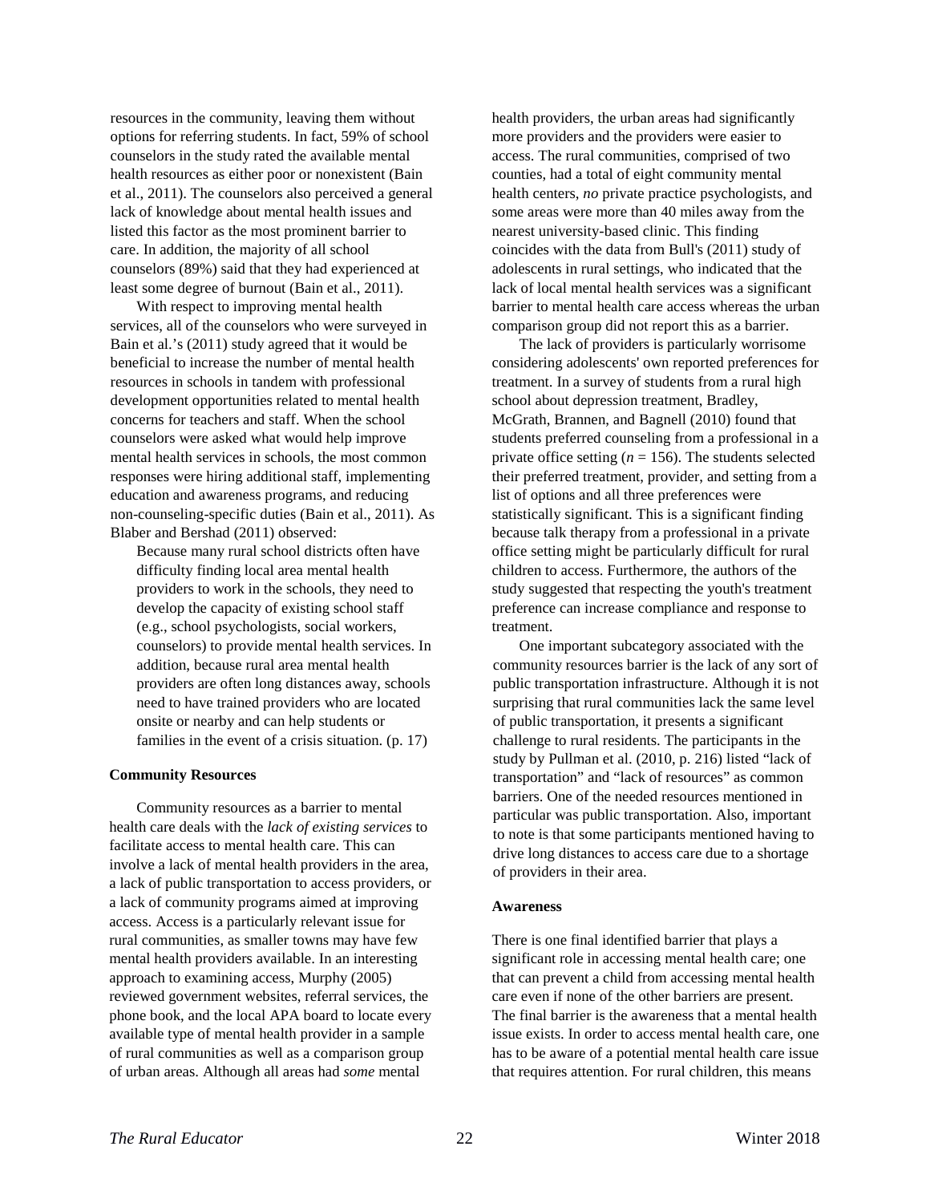resources in the community, leaving them without options for referring students. In fact, 59% of school counselors in the study rated the available mental health resources as either poor or nonexistent (Bain et al., 2011). The counselors also perceived a general lack of knowledge about mental health issues and listed this factor as the most prominent barrier to care. In addition, the majority of all school counselors (89%) said that they had experienced at least some degree of burnout (Bain et al., 2011).

With respect to improving mental health services, all of the counselors who were surveyed in Bain et al.'s (2011) study agreed that it would be beneficial to increase the number of mental health resources in schools in tandem with professional development opportunities related to mental health concerns for teachers and staff. When the school counselors were asked what would help improve mental health services in schools, the most common responses were hiring additional staff, implementing education and awareness programs, and reducing non-counseling-specific duties (Bain et al., 2011). As Blaber and Bershad (2011) observed:

> Because many rural school districts often have difficulty finding local area mental health providers to work in the schools, they need to develop the capacity of existing school staff (e.g., school psychologists, social workers, counselors) to provide mental health services. In addition, because rural area mental health providers are often long distances away, schools need to have trained providers who are located onsite or nearby and can help students or families in the event of a crisis situation. (p. 17)

**Community Resources**

Community resources as a barrier to mental health care deals with the *lack of existing services* to facilitate access to mental health care. This can involve a lack of mental health providers in the area, a lack of public transportation to access providers, or a lack of community programs aimed at improving access. Access is a particularly relevant issue for rural communities, as smaller towns may have few mental health providers available. In an interesting approach to examining access, Murphy (2005) reviewed government websites, referral services, the phone book, and the local APA board to locate every available type of mental health provider in a sample of rural communities as well as a comparison group of urban areas. Although all areas had *some* mental health providers, the urban areas had significantly more providers and the providers were easier to access. The rural communities, comprised of two counties, had a total of eight community mental health centers, *no* private practice psychologists, and some areas were more than 40 miles away from the nearest university-based clinic. This finding coincides with the data from Bull's (2011) study of adolescents in rural settings, who indicated that the lack of local mental health services was a significant barrier to mental health care access whereas the urban comparison group did not report this as a barrier.

The lack of providers is particularly worrisome considering adolescents' own reported preferences for treatment. In a survey of students from a rural high school about depression treatment, Bradley, McGrath, Brannen, and Bagnell (2010) found that students preferred counseling from a professional in a private office setting ($n = 156$). The students selected their preferred treatment, provider, and setting from a list of options and all three preferences were statistically significant. This is a significant finding because talk therapy from a professional in a private office setting might be particularly difficult for rural children to access. Furthermore, the authors of the study suggested that respecting the youth's treatment preference can increase compliance and response to treatment.

One important subcategory associated with the community resources barrier is the lack of any sort of public transportation infrastructure. Although it is not surprising that rural communities lack the same level of public transportation, it presents a significant challenge to rural residents. The participants in the study by Pullman et al. (2010, p. 216) listed "lack of transportation" and "lack of resources" as common barriers. One of the needed resources mentioned in particular was public transportation. Also, important to note is that some participants mentioned having to drive long distances to access care due to a shortage of providers in their area.

**Awareness**

There is one final identified barrier that plays a significant role in accessing mental health care; one that can prevent a child from accessing mental health care even if none of the other barriers are present. The final barrier is the awareness that a mental health issue exists. In order to access mental health care, one has to be aware of a potential mental health care issue that requires attention. For rural children, this means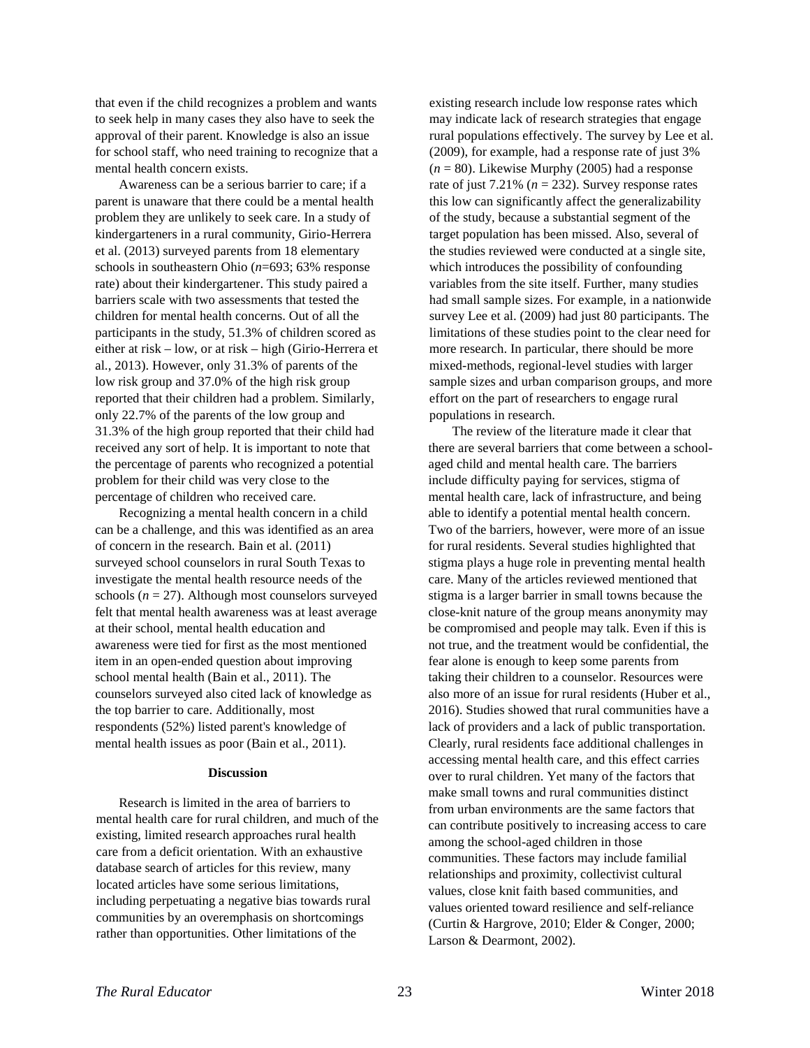that even if the child recognizes a problem and wants to seek help in many cases they also have to seek the approval of their parent. Knowledge is also an issue for school staff, who need training to recognize that a mental health concern exists.

Awareness can be a serious barrier to care; if a parent is unaware that there could be a mental health problem they are unlikely to seek care. In a study of kindergarteners in a rural community, Girio-Herrera et al. (2013) surveyed parents from 18 elementary schools in southeastern Ohio (*n*=693; 63% response rate) about their kindergartener. This study paired a barriers scale with two assessments that tested the children for mental health concerns. Out of all the participants in the study, 51.3% of children scored as either at risk – low, or at risk – high (Girio-Herrera et al., 2013). However, only 31.3% of parents of the low risk group and 37.0% of the high risk group reported that their children had a problem. Similarly, only 22.7% of the parents of the low group and 31.3% of the high group reported that their child had received any sort of help. It is important to note that the percentage of parents who recognized a potential problem for their child was very close to the percentage of children who received care.

Recognizing a mental health concern in a child can be a challenge, and this was identified as an area of concern in the research. Bain et al. (2011) surveyed school counselors in rural South Texas to investigate the mental health resource needs of the schools (*n* = 27). Although most counselors surveyed felt that mental health awareness was at least average at their school, mental health education and awareness were tied for first as the most mentioned item in an open-ended question about improving school mental health (Bain et al., 2011). The counselors surveyed also cited lack of knowledge as the top barrier to care. Additionally, most respondents (52%) listed parent's knowledge of mental health issues as poor (Bain et al., 2011).

## Discussion

Research is limited in the area of barriers to mental health care for rural children, and much of the existing, limited research approaches rural health care from a deficit orientation. With an exhaustive database search of articles for this review, many located articles have some serious limitations, including perpetuating a negative bias towards rural communities by an overemphasis on shortcomings rather than opportunities. Other limitations of the existing research include low response rates which may indicate lack of research strategies that engage rural populations effectively. The survey by Lee et al. (2009), for example, had a response rate of just 3% (*n* = 80). Likewise Murphy (2005) had a response rate of just 7.21% (*n* = 232). Survey response rates this low can significantly affect the generalizability of the study, because a substantial segment of the target population has been missed. Also, several of the studies reviewed were conducted at a single site, which introduces the possibility of confounding variables from the site itself. Further, many studies had small sample sizes. For example, in a nationwide survey Lee et al. (2009) had just 80 participants. The limitations of these studies point to the clear need for more research. In particular, there should be more mixed-methods, regional-level studies with larger sample sizes and urban comparison groups, and more effort on the part of researchers to engage rural populations in research.

The review of the literature made it clear that there are several barriers that come between a school-aged child and mental health care. The barriers include difficulty paying for services, stigma of mental health care, lack of infrastructure, and being able to identify a potential mental health concern. Two of the barriers, however, were more of an issue for rural residents. Several studies highlighted that stigma plays a huge role in preventing mental health care. Many of the articles reviewed mentioned that stigma is a larger barrier in small towns because the close-knit nature of the group means anonymity may be compromised and people may talk. Even if this is not true, and the treatment would be confidential, the fear alone is enough to keep some parents from taking their children to a counselor. Resources were also more of an issue for rural residents (Huber et al., 2016). Studies showed that rural communities have a lack of providers and a lack of public transportation. Clearly, rural residents face additional challenges in accessing mental health care, and this effect carries over to rural children. Yet many of the factors that make small towns and rural communities distinct from urban environments are the same factors that can contribute positively to increasing access to care among the school-aged children in those communities. These factors may include familial relationships and proximity, collectivist cultural values, close knit faith based communities, and values oriented toward resilience and self-reliance (Curtin & Hargrove, 2010; Elder & Conger, 2000; Larson & Dearmont, 2002).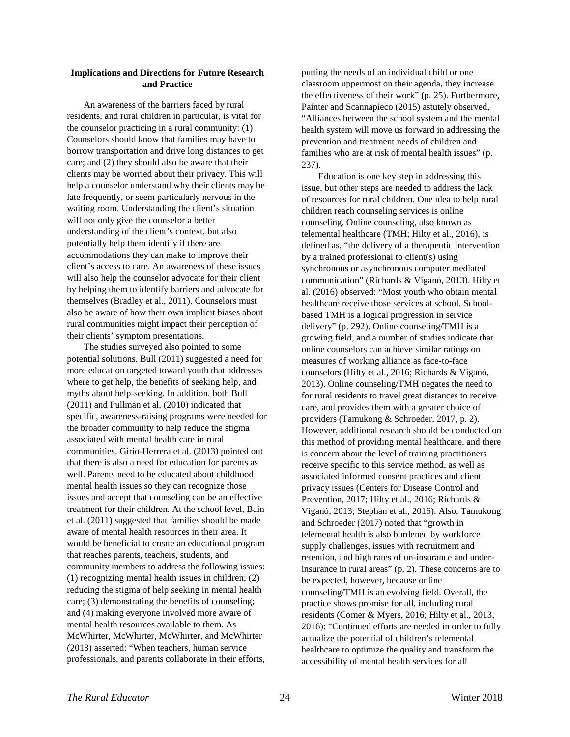## Implications and Directions for Future Research and Practice

An awareness of the barriers faced by rural residents, and rural children in particular, is vital for the counselor practicing in a rural community: (1) Counselors should know that families may have to borrow transportation and drive long distances to get care; and (2) they should also be aware that their clients may be worried about their privacy. This will help a counselor understand why their clients may be late frequently, or seem particularly nervous in the waiting room. Understanding the client's situation will not only give the counselor a better understanding of the client's context, but also potentially help them identify if there are accommodations they can make to improve their client's access to care. An awareness of these issues will also help the counselor advocate for their client by helping them to identify barriers and advocate for themselves (Bradley et al., 2011). Counselors must also be aware of how their own implicit biases about rural communities might impact their perception of their clients' symptom presentations.

The studies surveyed also pointed to some potential solutions. Bull (2011) suggested a need for more education targeted toward youth that addresses where to get help, the benefits of seeking help, and myths about help-seeking. In addition, both Bull (2011) and Pullman et al. (2010) indicated that specific, awareness-raising programs were needed for the broader community to help reduce the stigma associated with mental health care in rural communities. Girio-Herrera et al. (2013) pointed out that there is also a need for education for parents as well. Parents need to be educated about childhood mental health issues so they can recognize those issues and accept that counseling can be an effective treatment for their children. At the school level, Bain et al. (2011) suggested that families should be made aware of mental health resources in their area. It would be beneficial to create an educational program that reaches parents, teachers, students, and community members to address the following issues: (1) recognizing mental health issues in children; (2) reducing the stigma of help seeking in mental health care; (3) demonstrating the benefits of counseling; and (4) making everyone involved more aware of mental health resources available to them. As McWhirter, McWhirter, McWhirter, and McWhirter (2013) asserted: "When teachers, human service professionals, and parents collaborate in their efforts, putting the needs of an individual child or one classroom uppermost on their agenda, they increase the effectiveness of their work" (p. 25). Furthermore, Painter and Scannapieco (2015) astutely observed, "Alliances between the school system and the mental health system will move us forward in addressing the prevention and treatment needs of children and families who are at risk of mental health issues" (p. 237).

Education is one key step in addressing this issue, but other steps are needed to address the lack of resources for rural children. One idea to help rural children reach counseling services is online counseling. Online counseling, also known as telemental healthcare (TMH; Hilty et al., 2016), is defined as, "the delivery of a therapeutic intervention by a trained professional to client(s) using synchronous or asynchronous computer mediated communication" (Richards & Viganó, 2013). Hilty et al. (2016) observed: "Most youth who obtain mental healthcare receive those services at school. School-based TMH is a logical progression in service delivery" (p. 292). Online counseling/TMH is a growing field, and a number of studies indicate that online counselors can achieve similar ratings on measures of working alliance as face-to-face counselors (Hilty et al., 2016; Richards & Viganó, 2013). Online counseling/TMH negates the need to for rural residents to travel great distances to receive care, and provides them with a greater choice of providers (Tamukong & Schroeder, 2017, p. 2). However, additional research should be conducted on this method of providing mental healthcare, and there is concern about the level of training practitioners receive specific to this service method, as well as associated informed consent practices and client privacy issues (Centers for Disease Control and Prevention, 2017; Hilty et al., 2016; Richards & Viganó, 2013; Stephan et al., 2016). Also, Tamukong and Schroeder (2017) noted that "growth in telemental health is also burdened by workforce supply challenges, issues with recruitment and retention, and high rates of un-insurance and under-insurance in rural areas" (p. 2). These concerns are to be expected, however, because online counseling/TMH is an evolving field. Overall, the practice shows promise for all, including rural residents (Comer & Myers, 2016; Hilty et al., 2013, 2016): "Continued efforts are needed in order to fully actualize the potential of children's telemental healthcare to optimize the quality and transform the accessibility of mental health services for all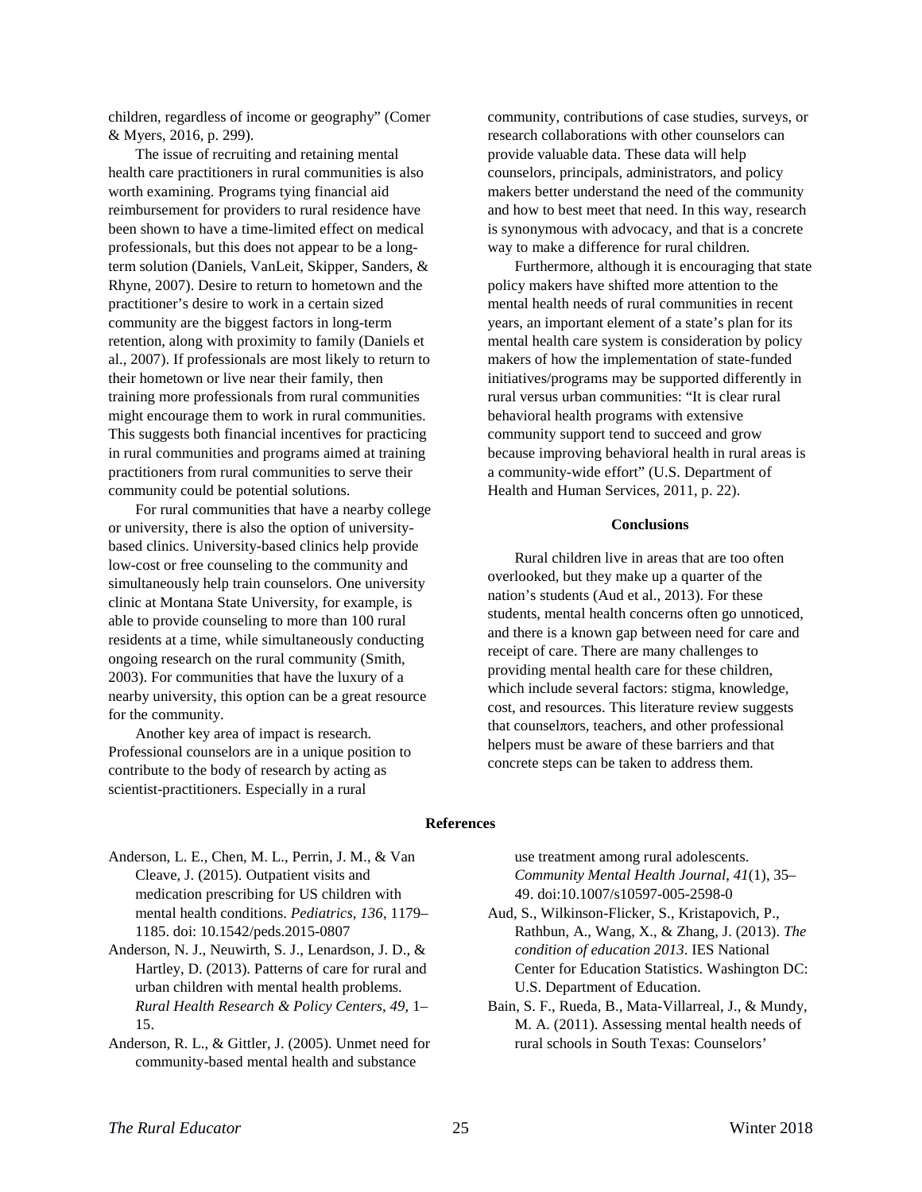children, regardless of income or geography" (Comer & Myers, 2016, p. 299).

The issue of recruiting and retaining mental health care practitioners in rural communities is also worth examining. Programs tying financial aid reimbursement for providers to rural residence have been shown to have a time-limited effect on medical professionals, but this does not appear to be a long-term solution (Daniels, VanLeit, Skipper, Sanders, & Rhyne, 2007). Desire to return to hometown and the practitioner's desire to work in a certain sized community are the biggest factors in long-term retention, along with proximity to family (Daniels et al., 2007). If professionals are most likely to return to their hometown or live near their family, then training more professionals from rural communities might encourage them to work in rural communities. This suggests both financial incentives for practicing in rural communities and programs aimed at training practitioners from rural communities to serve their community could be potential solutions.

For rural communities that have a nearby college or university, there is also the option of university-based clinics. University-based clinics help provide low-cost or free counseling to the community and simultaneously help train counselors. One university clinic at Montana State University, for example, is able to provide counseling to more than 100 rural residents at a time, while simultaneously conducting ongoing research on the rural community (Smith, 2003). For communities that have the luxury of a nearby university, this option can be a great resource for the community.

Another key area of impact is research. Professional counselors are in a unique position to contribute to the body of research by acting as scientist-practitioners. Especially in a rural community, contributions of case studies, surveys, or research collaborations with other counselors can provide valuable data. These data will help counselors, principals, administrators, and policy makers better understand the need of the community and how to best meet that need. In this way, research is synonymous with advocacy, and that is a concrete way to make a difference for rural children.

Furthermore, although it is encouraging that state policy makers have shifted more attention to the mental health needs of rural communities in recent years, an important element of a state's plan for its mental health care system is consideration by policy makers of how the implementation of state-funded initiatives/programs may be supported differently in rural versus urban communities: "It is clear rural behavioral health programs with extensive community support tend to succeed and grow because improving behavioral health in rural areas is a community-wide effort" (U.S. Department of Health and Human Services, 2011, p. 22).

## Conclusions

Rural children live in areas that are too often overlooked, but they make up a quarter of the nation's students (Aud et al., 2013). For these students, mental health concerns often go unnoticed, and there is a known gap between need for care and receipt of care. There are many challenges to providing mental health care for these children, which include several factors: stigma, knowledge, cost, and resources. This literature review suggests that counselπors, teachers, and other professional helpers must be aware of these barriers and that concrete steps can be taken to address them.

## References

Anderson, L. E., Chen, M. L., Perrin, J. M., & Van Cleave, J. (2015). Outpatient visits and medication prescribing for US children with mental health conditions. *Pediatrics*, *136*, 1179–1185. doi: 10.1542/peds.2015-0807

Anderson, N. J., Neuwirth, S. J., Lenardson, J. D., & Hartley, D. (2013). Patterns of care for rural and urban children with mental health problems. *Rural Health Research & Policy Centers*, *49*, 1–15.

Anderson, R. L., & Gittler, J. (2005). Unmet need for community-based mental health and substance use treatment among rural adolescents. *Community Mental Health Journal*, *41*(1), 35–49. doi:10.1007/s10597-005-2598-0

Aud, S., Wilkinson-Flicker, S., Kristapovich, P., Rathbun, A., Wang, X., & Zhang, J. (2013). *The condition of education 2013*. IES National Center for Education Statistics. Washington DC: U.S. Department of Education.

Bain, S. F., Rueda, B., Mata-Villarreal, J., & Mundy, M. A. (2011). Assessing mental health needs of rural schools in South Texas: Counselors'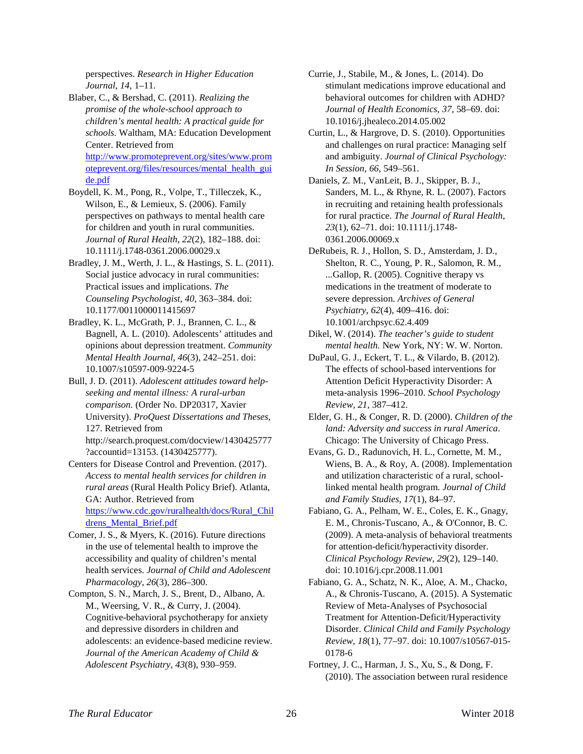perspectives. *Research in Higher Education Journal*, *14*, 1–11.

Blaber, C., & Bershad, C. (2011). *Realizing the promise of the whole-school approach to children's mental health: A practical guide for schools.* Waltham, MA: Education Development Center. Retrieved from http://www.promoteprevent.org/sites/www.promoteprevent.org/files/resources/mental_health_guide.pdf

Boydell, K. M., Pong, R., Volpe, T., Tilleczek, K., Wilson, E., & Lemieux, S. (2006). Family perspectives on pathways to mental health care for children and youth in rural communities. *Journal of Rural Health*, *22*(2), 182–188. doi: 10.1111/j.1748-0361.2006.00029.x

Bradley, J. M., Werth, J. L., & Hastings, S. L. (2011). Social justice advocacy in rural communities: Practical issues and implications. *The Counseling Psychologist*, *40*, 363–384. doi: 10.1177/0011000011415697

Bradley, K. L., McGrath, P. J., Brannen, C. L., & Bagnell, A. L. (2010). Adolescents' attitudes and opinions about depression treatment. *Community Mental Health Journal*, *46*(3), 242–251. doi: 10.1007/s10597-009-9224-5

Bull, J. D. (2011). *Adolescent attitudes toward help-seeking and mental illness: A rural-urban comparison.* (Order No. DP20317, Xavier University). *ProQuest Dissertations and Theses*, 127. Retrieved from http://search.proquest.com/docview/1430425777?accountid=13153. (1430425777).

Centers for Disease Control and Prevention. (2017). *Access to mental health services for children in rural areas* (Rural Health Policy Brief). Atlanta, GA: Author. Retrieved from https://www.cdc.gov/ruralhealth/docs/Rural_Childrens_Mental_Brief.pdf

Comer, J. S., & Myers, K. (2016). Future directions in the use of telemental health to improve the accessibility and quality of children's mental health services. *Journal of Child and Adolescent Pharmacology*, *26*(3), 286–300.

Compton, S. N., March, J. S., Brent, D., Albano, A. M., Weersing, V. R., & Curry, J. (2004). Cognitive-behavioral psychotherapy for anxiety and depressive disorders in children and adolescents: an evidence-based medicine review. *Journal of the American Academy of Child & Adolescent Psychiatry*, *43*(8), 930–959.

Currie, J., Stabile, M., & Jones, L. (2014). Do stimulant medications improve educational and behavioral outcomes for children with ADHD? *Journal of Health Economics*, *37*, 58–69. doi: 10.1016/j.jhealeco.2014.05.002

Curtin, L., & Hargrove, D. S. (2010). Opportunities and challenges on rural practice: Managing self and ambiguity. *Journal of Clinical Psychology: In Session*, *66*, 549–561.

Daniels, Z. M., VanLeit, B. J., Skipper, B. J., Sanders, M. L., & Rhyne, R. L. (2007). Factors in recruiting and retaining health professionals for rural practice. *The Journal of Rural Health*, *23*(1), 62–71. doi: 10.1111/j.1748-0361.2006.00069.x

DeRubeis, R. J., Hollon, S. D., Amsterdam, J. D., Shelton, R. C., Young, P. R., Salomon, R. M., ...Gallop, R. (2005). Cognitive therapy vs medications in the treatment of moderate to severe depression. *Archives of General Psychiatry*, *62*(4), 409–416. doi: 10.1001/archpsyc.62.4.409

Dikel, W. (2014). *The teacher's guide to student mental health.* New York, NY: W. W. Norton.

DuPaul, G. J., Eckert, T. L., & Vilardo, B. (2012). The effects of school-based interventions for Attention Deficit Hyperactivity Disorder: A meta-analysis 1996–2010. *School Psychology Review*, *21*, 387–412.

Elder, G. H., & Conger, R. D. (2000). *Children of the land: Adversity and success in rural America*. Chicago: The University of Chicago Press.

Evans, G. D., Radunovich, H. L., Cornette, M. M., Wiens, B. A., & Roy, A. (2008). Implementation and utilization characteristic of a rural, school-linked mental health program. *Journal of Child and Family Studies*, *17*(1), 84–97.

Fabiano, G. A., Pelham, W. E., Coles, E. K., Gnagy, E. M., Chronis-Tuscano, A., & O'Connor, B. C. (2009). A meta-analysis of behavioral treatments for attention-deficit/hyperactivity disorder. *Clinical Psychology Review*, *29*(2), 129–140. doi: 10.1016/j.cpr.2008.11.001

Fabiano, G. A., Schatz, N. K., Aloe, A. M., Chacko, A., & Chronis-Tuscano, A. (2015). A Systematic Review of Meta-Analyses of Psychosocial Treatment for Attention-Deficit/Hyperactivity Disorder. *Clinical Child and Family Psychology Review*, *18*(1), 77–97. doi: 10.1007/s10567-015-0178-6

Fortney, J. C., Harman, J. S., Xu, S., & Dong, F. (2010). The association between rural residence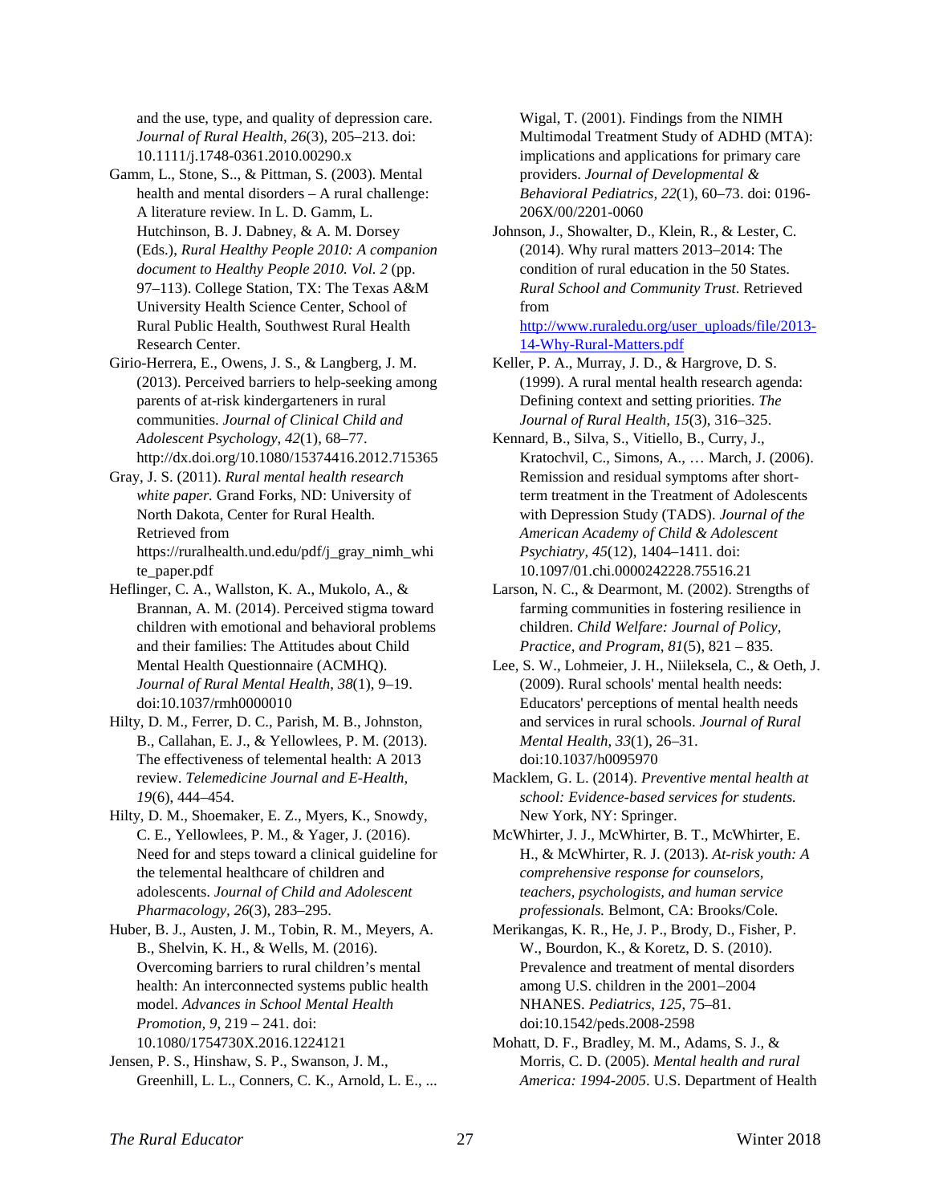and the use, type, and quality of depression care. *Journal of Rural Health*, *26*(3), 205–213. doi: 10.1111/j.1748-0361.2010.00290.x

Gamm, L., Stone, S., & Pittman, S. (2003). Mental health and mental disorders – A rural challenge: A literature review. In L. D. Gamm, L. Hutchinson, B. J. Dabney, & A. M. Dorsey (Eds.), *Rural Healthy People 2010: A companion document to Healthy People 2010. Vol. 2* (pp. 97–113). College Station, TX: The Texas A&M University Health Science Center, School of Rural Public Health, Southwest Rural Health Research Center.

Girio-Herrera, E., Owens, J. S., & Langberg, J. M. (2013). Perceived barriers to help-seeking among parents of at-risk kindergarteners in rural communities. *Journal of Clinical Child and Adolescent Psychology*, *42*(1), 68–77. http://dx.doi.org/10.1080/15374416.2012.715365

Gray, J. S. (2011). *Rural mental health research white paper.* Grand Forks, ND: University of North Dakota, Center for Rural Health. Retrieved from https://ruralhealth.und.edu/pdf/j_gray_nimh_white_paper.pdf

Heflinger, C. A., Wallston, K. A., Mukolo, A., & Brannan, A. M. (2014). Perceived stigma toward children with emotional and behavioral problems and their families: The Attitudes about Child Mental Health Questionnaire (ACMHQ). *Journal of Rural Mental Health*, *38*(1), 9–19. doi:10.1037/rmh0000010

Hilty, D. M., Ferrer, D. C., Parish, M. B., Johnston, B., Callahan, E. J., & Yellowlees, P. M. (2013). The effectiveness of telemental health: A 2013 review. *Telemedicine Journal and E-Health, 19*(6), 444–454.

Hilty, D. M., Shoemaker, E. Z., Myers, K., Snowdy, C. E., Yellowlees, P. M., & Yager, J. (2016). Need for and steps toward a clinical guideline for the telemental healthcare of children and adolescents. *Journal of Child and Adolescent Pharmacology, 26*(3), 283–295.

Huber, B. J., Austen, J. M., Tobin, R. M., Meyers, A. B., Shelvin, K. H., & Wells, M. (2016). Overcoming barriers to rural children's mental health: An interconnected systems public health model. *Advances in School Mental Health Promotion, 9*, 219 – 241. doi: 10.1080/1754730X.2016.1224121

Jensen, P. S., Hinshaw, S. P., Swanson, J. M., Greenhill, L. L., Conners, C. K., Arnold, L. E., ... Wigal, T. (2001). Findings from the NIMH Multimodal Treatment Study of ADHD (MTA): implications and applications for primary care providers. *Journal of Developmental & Behavioral Pediatrics, 22*(1), 60–73. doi: 0196-206X/00/2201-0060

Johnson, J., Showalter, D., Klein, R., & Lester, C. (2014). Why rural matters 2013–2014: The condition of rural education in the 50 States. *Rural School and Community Trust*. Retrieved from [http://www.ruraledu.org/user_uploads/file/2013-14-Why-Rural-Matters.pdf](http://www.ruraledu.org/user_uploads/file/2013-14-Why-Rural-Matters.pdf)

Keller, P. A., Murray, J. D., & Hargrove, D. S. (1999). A rural mental health research agenda: Defining context and setting priorities. *The Journal of Rural Health, 15*(3), 316–325.

Kennard, B., Silva, S., Vitiello, B., Curry, J., Kratochvil, C., Simons, A., … March, J. (2006). Remission and residual symptoms after short-term treatment in the Treatment of Adolescents with Depression Study (TADS). *Journal of the American Academy of Child & Adolescent Psychiatry, 45*(12), 1404–1411. doi: 10.1097/01.chi.0000242228.75516.21

Larson, N. C., & Dearmont, M. (2002). Strengths of farming communities in fostering resilience in children. *Child Welfare: Journal of Policy, Practice, and Program, 81*(5), 821 – 835.

Lee, S. W., Lohmeier, J. H., Niileksela, C., & Oeth, J. (2009). Rural schools' mental health needs: Educators' perceptions of mental health needs and services in rural schools. *Journal of Rural Mental Health, 33*(1), 26–31. doi:10.1037/h0095970

Macklem, G. L. (2014). *Preventive mental health at school: Evidence-based services for students.* New York, NY: Springer.

McWhirter, J. J., McWhirter, B. T., McWhirter, E. H., & McWhirter, R. J. (2013). *At-risk youth: A comprehensive response for counselors, teachers, psychologists, and human service professionals.* Belmont, CA: Brooks/Cole.

Merikangas, K. R., He, J. P., Brody, D., Fisher, P. W., Bourdon, K., & Koretz, D. S. (2010). Prevalence and treatment of mental disorders among U.S. children in the 2001–2004 NHANES. *Pediatrics, 125*, 75–81. doi:10.1542/peds.2008-2598

Mohatt, D. F., Bradley, M. M., Adams, S. J., & Morris, C. D. (2005). *Mental health and rural America: 1994-2005*. U.S. Department of Health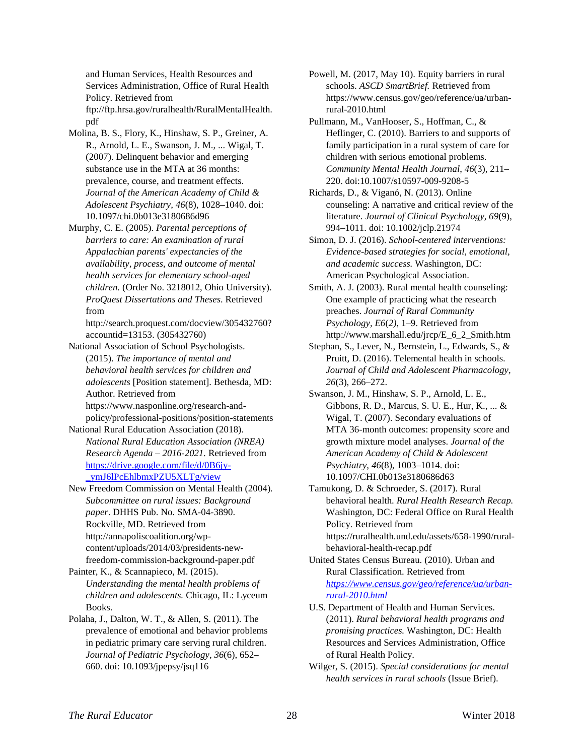and Human Services, Health Resources and Services Administration, Office of Rural Health Policy. Retrieved from ftp://ftp.hrsa.gov/ruralhealth/RuralMentalHealth.pdf

Molina, B. S., Flory, K., Hinshaw, S. P., Greiner, A. R., Arnold, L. E., Swanson, J. M., ... Wigal, T. (2007). Delinquent behavior and emerging substance use in the MTA at 36 months: prevalence, course, and treatment effects. *Journal of the American Academy of Child & Adolescent Psychiatry, 46*(8), 1028–1040. doi: 10.1097/chi.0b013e3180686d96

Murphy, C. E. (2005). *Parental perceptions of barriers to care: An examination of rural Appalachian parents' expectancies of the availability, process, and outcome of mental health services for elementary school-aged children.* (Order No. 3218012, Ohio University). *ProQuest Dissertations and Theses*. Retrieved from http://search.proquest.com/docview/305432760?accountid=13153. (305432760)

National Association of School Psychologists. (2015). *The importance of mental and behavioral health services for children and adolescents* [Position statement]. Bethesda, MD: Author. Retrieved from https://www.nasponline.org/research-and-policy/professional-positions/position-statements

National Rural Education Association (2018). *National Rural Education Association (NREA) Research Agenda – 2016-2021.* Retrieved from https://drive.google.com/file/d/0B6jy-_ymJ6lPcEhlbmxPZU5XLTg/view

New Freedom Commission on Mental Health (2004). *Subcommittee on rural issues: Background paper*. DHHS Pub. No. SMA-04-3890. Rockville, MD. Retrieved from http://annapoliscoalition.org/wp-content/uploads/2014/03/presidents-new-freedom-commission-background-paper.pdf

Painter, K., & Scannapieco, M. (2015). *Understanding the mental health problems of children and adolescents.* Chicago, IL: Lyceum Books.

Polaha, J., Dalton, W. T., & Allen, S. (2011). The prevalence of emotional and behavior problems in pediatric primary care serving rural children. *Journal of Pediatric Psychology*, *36*(6), 652–660. doi: 10.1093/jpepsy/jsq116

Powell, M. (2017, May 10). Equity barriers in rural schools. *ASCD SmartBrief.* Retrieved from https://www.census.gov/geo/reference/ua/urban-rural-2010.html

Pullmann, M., VanHooser, S., Hoffman, C., & Heflinger, C. (2010). Barriers to and supports of family participation in a rural system of care for children with serious emotional problems. *Community Mental Health Journal*, *46*(3), 211–220. doi:10.1007/s10597-009-9208-5

Richards, D., & Viganó, N. (2013). Online counseling: A narrative and critical review of the literature. *Journal of Clinical Psychology*, *69*(9), 994–1011. doi: 10.1002/jclp.21974

Simon, D. J. (2016). *School-centered interventions: Evidence-based strategies for social, emotional, and academic success.* Washington, DC: American Psychological Association.

Smith, A. J. (2003). Rural mental health counseling: One example of practicing what the research preaches. *Journal of Rural Community Psychology*, *E6*(*2)*, 1–9. Retrieved from http://www.marshall.edu/jrcp/E_6_2_Smith.htm

Stephan, S., Lever, N., Bernstein, L., Edwards, S., & Pruitt, D. (2016). Telemental health in schools. *Journal of Child and Adolescent Pharmacology*, *26*(3), 266–272.

Swanson, J. M., Hinshaw, S. P., Arnold, L. E., Gibbons, R. D., Marcus, S. U. E., Hur, K., ... & Wigal, T. (2007). Secondary evaluations of MTA 36-month outcomes: propensity score and growth mixture model analyses. *Journal of the American Academy of Child & Adolescent Psychiatry*, *46*(8), 1003–1014. doi: 10.1097/CHI.0b013e3180686d63

Tamukong, D. & Schroeder, S. (2017). Rural behavioral health. *Rural Health Research Recap.* Washington, DC: Federal Office on Rural Health Policy. Retrieved from https://ruralhealth.und.edu/assets/658-1990/rural-behavioral-health-recap.pdf

United States Census Bureau. (2010). Urban and Rural Classification. Retrieved from *https://www.census.gov/geo/reference/ua/urban-rural-2010.html*

U.S. Department of Health and Human Services. (2011). *Rural behavioral health programs and promising practices.* Washington, DC: Health Resources and Services Administration, Office of Rural Health Policy.

Wilger, S. (2015). *Special considerations for mental health services in rural schools* (Issue Brief).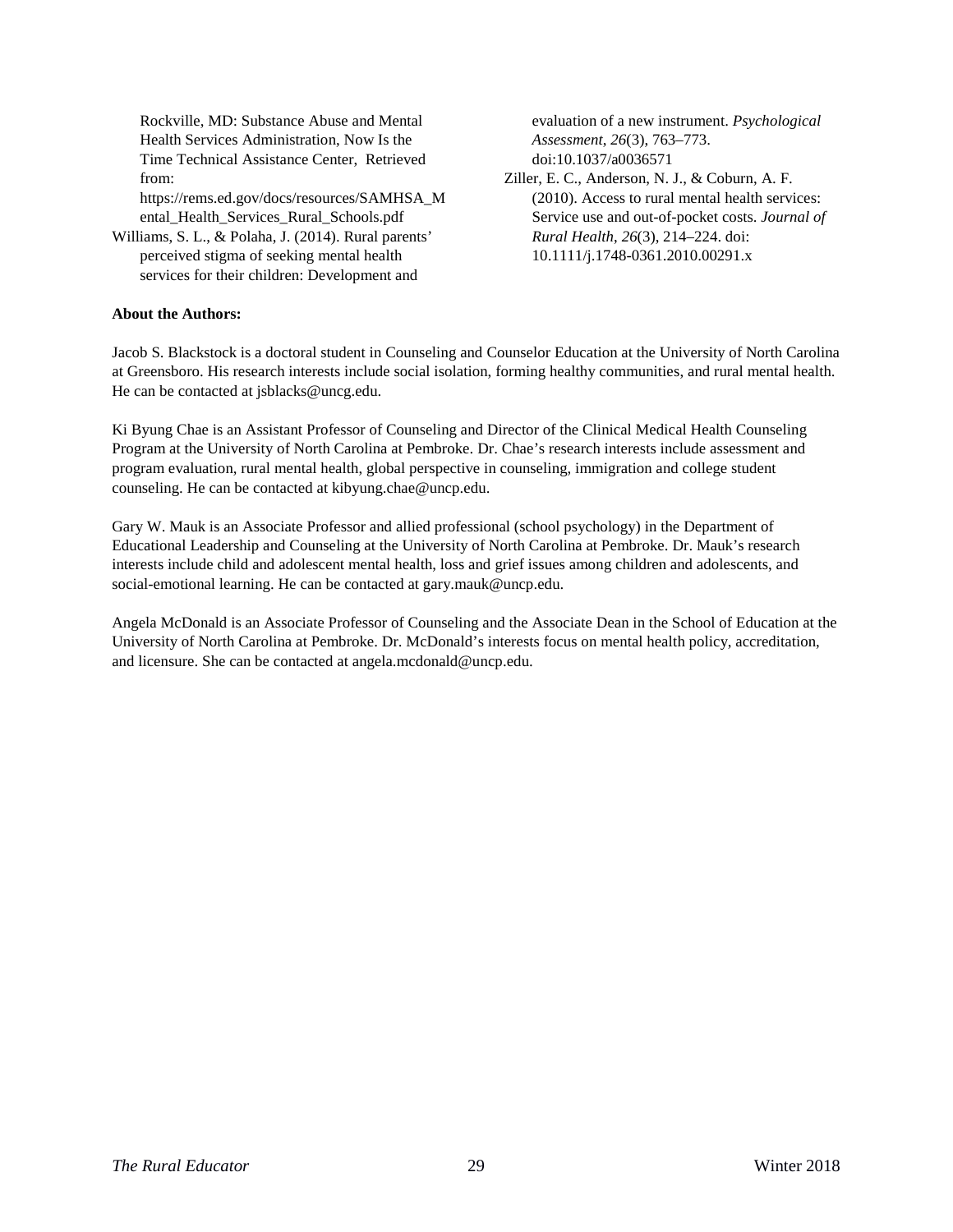Rockville, MD: Substance Abuse and Mental Health Services Administration, Now Is the Time Technical Assistance Center, Retrieved from: https://rems.ed.gov/docs/resources/SAMHSA_Mental_Health_Services_Rural_Schools.pdf

Williams, S. L., & Polaha, J. (2014). Rural parents' perceived stigma of seeking mental health services for their children: Development and evaluation of a new instrument. *Psychological Assessment*, *26*(3), 763–773. doi:10.1037/a0036571

Ziller, E. C., Anderson, N. J., & Coburn, A. F. (2010). Access to rural mental health services: Service use and out-of-pocket costs. *Journal of Rural Health*, *26*(3), 214–224. doi: 10.1111/j.1748-0361.2010.00291.x

**About the Authors:**

Jacob S. Blackstock is a doctoral student in Counseling and Counselor Education at the University of North Carolina at Greensboro. His research interests include social isolation, forming healthy communities, and rural mental health. He can be contacted at jsblacks@uncg.edu.

Ki Byung Chae is an Assistant Professor of Counseling and Director of the Clinical Medical Health Counseling Program at the University of North Carolina at Pembroke. Dr. Chae's research interests include assessment and program evaluation, rural mental health, global perspective in counseling, immigration and college student counseling. He can be contacted at kibyung.chae@uncp.edu.

Gary W. Mauk is an Associate Professor and allied professional (school psychology) in the Department of Educational Leadership and Counseling at the University of North Carolina at Pembroke. Dr. Mauk's research interests include child and adolescent mental health, loss and grief issues among children and adolescents, and social-emotional learning. He can be contacted at gary.mauk@uncp.edu.

Angela McDonald is an Associate Professor of Counseling and the Associate Dean in the School of Education at the University of North Carolina at Pembroke. Dr. McDonald's interests focus on mental health policy, accreditation, and licensure. She can be contacted at angela.mcdonald@uncp.edu.